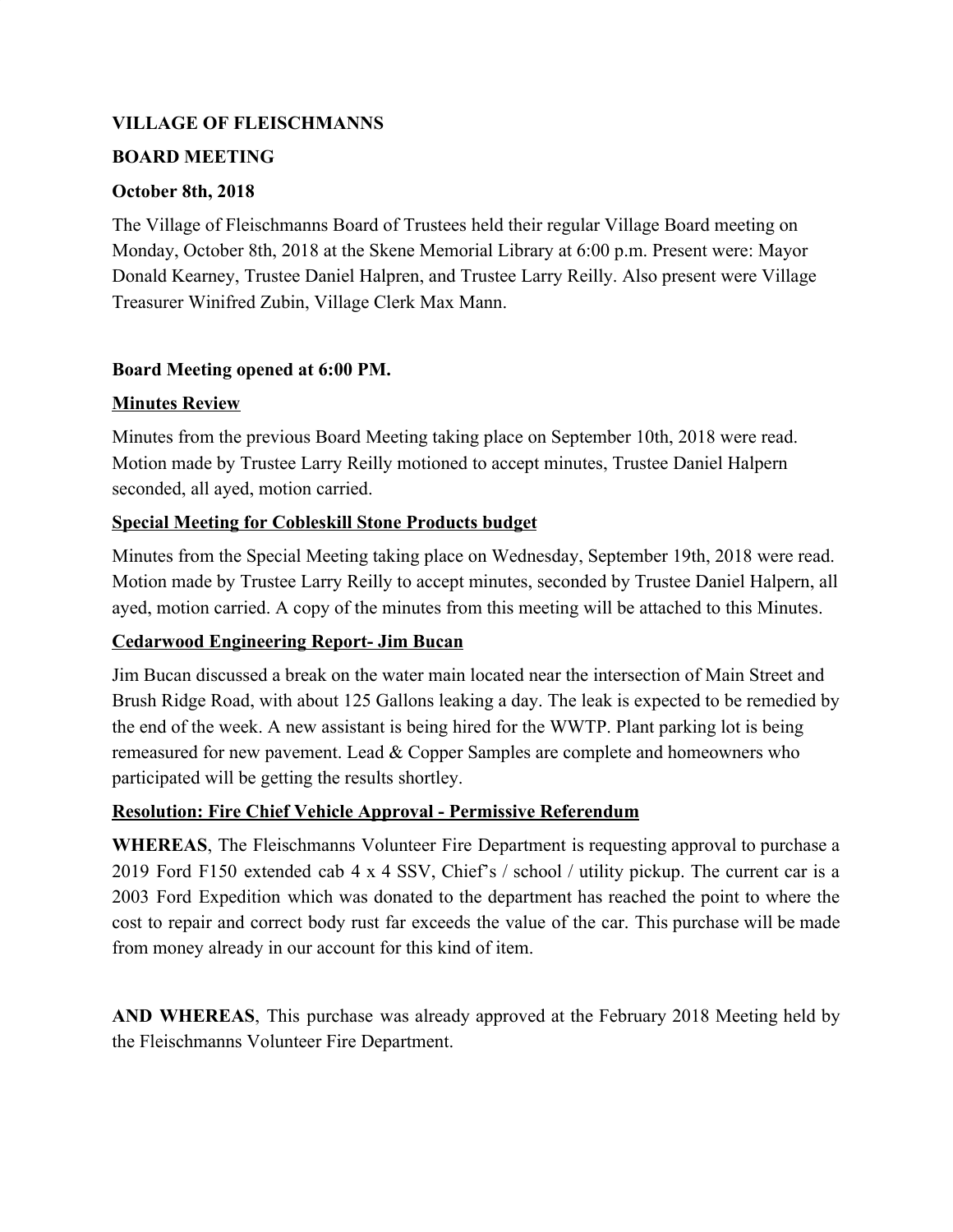**VILLAGE OF FLEISCHMANNS**

**BOARD MEETING**

**October 8th, 2018**

The Village of Fleischmanns Board of Trustees held their regular Village Board meeting on Monday, October 8th, 2018 at the Skene Memorial Library at 6:00 p.m. Present were: Mayor Donald Kearney, Trustee Daniel Halpren, and Trustee Larry Reilly. Also present were Village Treasurer Winifred Zubin, Village Clerk Max Mann.

**Board Meeting opened at 6:00 PM.**

**<u>Minutes Review</u>**

Minutes from the previous Board Meeting taking place on September 10th, 2018 were read. Motion made by Trustee Larry Reilly motioned to accept minutes, Trustee Daniel Halpern seconded, all ayed, motion carried.

**<u>Special Meeting for Cobleskill Stone Products budget</u>**

Minutes from the Special Meeting taking place on Wednesday, September 19th, 2018 were read. Motion made by Trustee Larry Reilly to accept minutes, seconded by Trustee Daniel Halpern, all ayed, motion carried. A copy of the minutes from this meeting will be attached to this Minutes.

**<u>Cedarwood Engineering Report- Jim Bucan</u>**

Jim Bucan discussed a break on the water main located near the intersection of Main Street and Brush Ridge Road, with about 125 Gallons leaking a day. The leak is expected to be remedied by the end of the week. A new assistant is being hired for the WWTP. Plant parking lot is being remeasured for new pavement. Lead & Copper Samples are complete and homeowners who participated will be getting the results shortley.

**<u>Resolution: Fire Chief Vehicle Approval - Permissive Referendum</u>**

**WHEREAS**, The Fleischmanns Volunteer Fire Department is requesting approval to purchase a 2019 Ford F150 extended cab 4 x 4 SSV, Chief's / school / utility pickup. The current car is a 2003 Ford Expedition which was donated to the department has reached the point to where the cost to repair and correct body rust far exceeds the value of the car. This purchase will be made from money already in our account for this kind of item.

**AND WHEREAS**, This purchase was already approved at the February 2018 Meeting held by the Fleischmanns Volunteer Fire Department.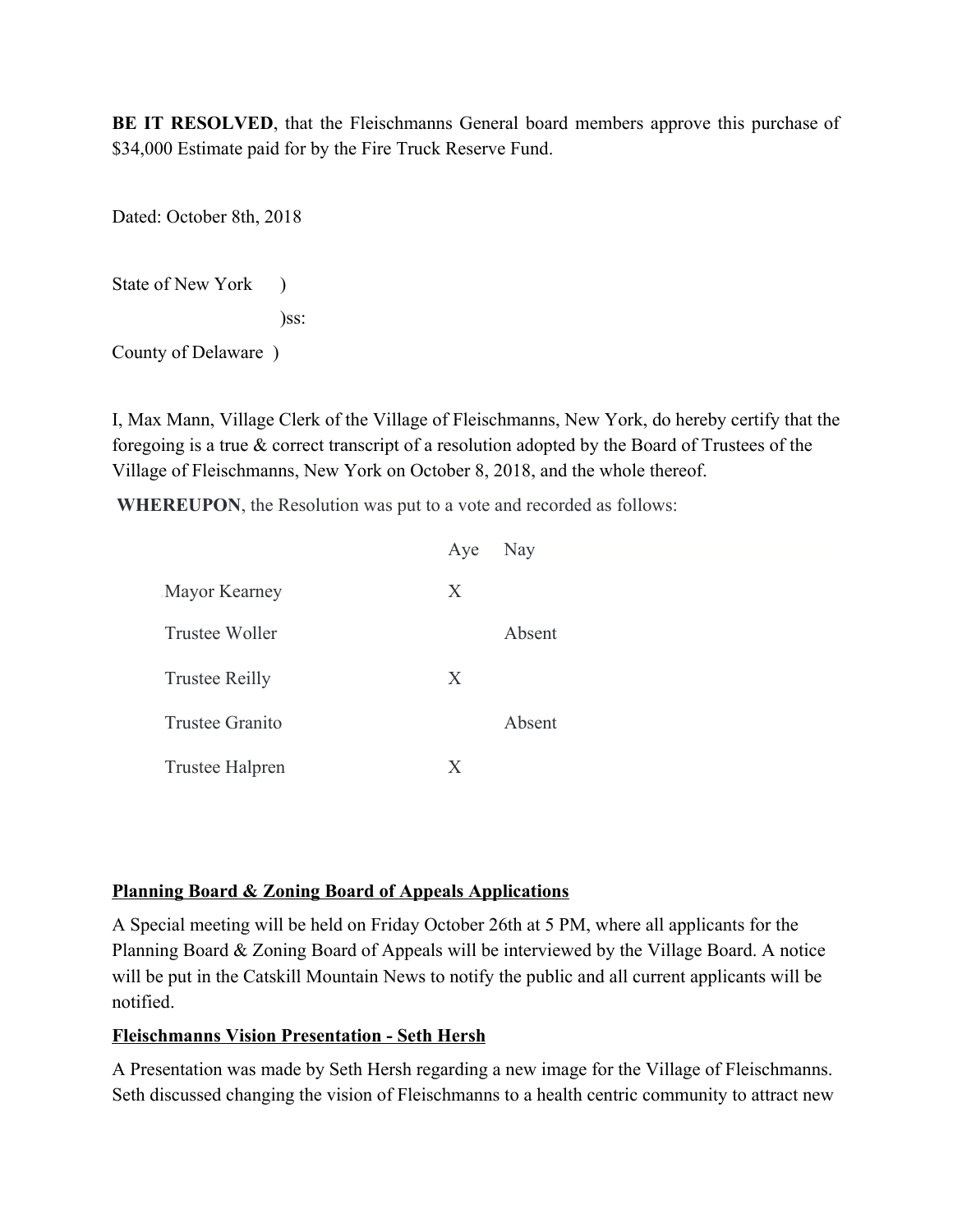**BE IT RESOLVED**, that the Fleischmanns General board members approve this purchase of $34,000 Estimate paid for by the Fire Truck Reserve Fund.

Dated: October 8th, 2018

State of New York )

)ss:

County of Delaware )

I, Max Mann, Village Clerk of the Village of Fleischmanns, New York, do hereby certify that the foregoing is a true & correct transcript of a resolution adopted by the Board of Trustees of the Village of Fleischmanns, New York on October 8, 2018, and the whole thereof.

**WHEREUPON**, the Resolution was put to a vote and recorded as follows:

| | Aye | Nay |
|---|---|---|
| Mayor Kearney | X | |
| Trustee Woller | | Absent |
| Trustee Reilly | X | |
| Trustee Granito | | Absent |
| Trustee Halpren | X | |

**Planning Board & Zoning Board of Appeals Applications**

A Special meeting will be held on Friday October 26th at 5 PM, where all applicants for the Planning Board & Zoning Board of Appeals will be interviewed by the Village Board. A notice will be put in the Catskill Mountain News to notify the public and all current applicants will be notified.

**Fleischmanns Vision Presentation - Seth Hersh**

A Presentation was made by Seth Hersh regarding a new image for the Village of Fleischmanns. Seth discussed changing the vision of Fleischmanns to a health centric community to attract new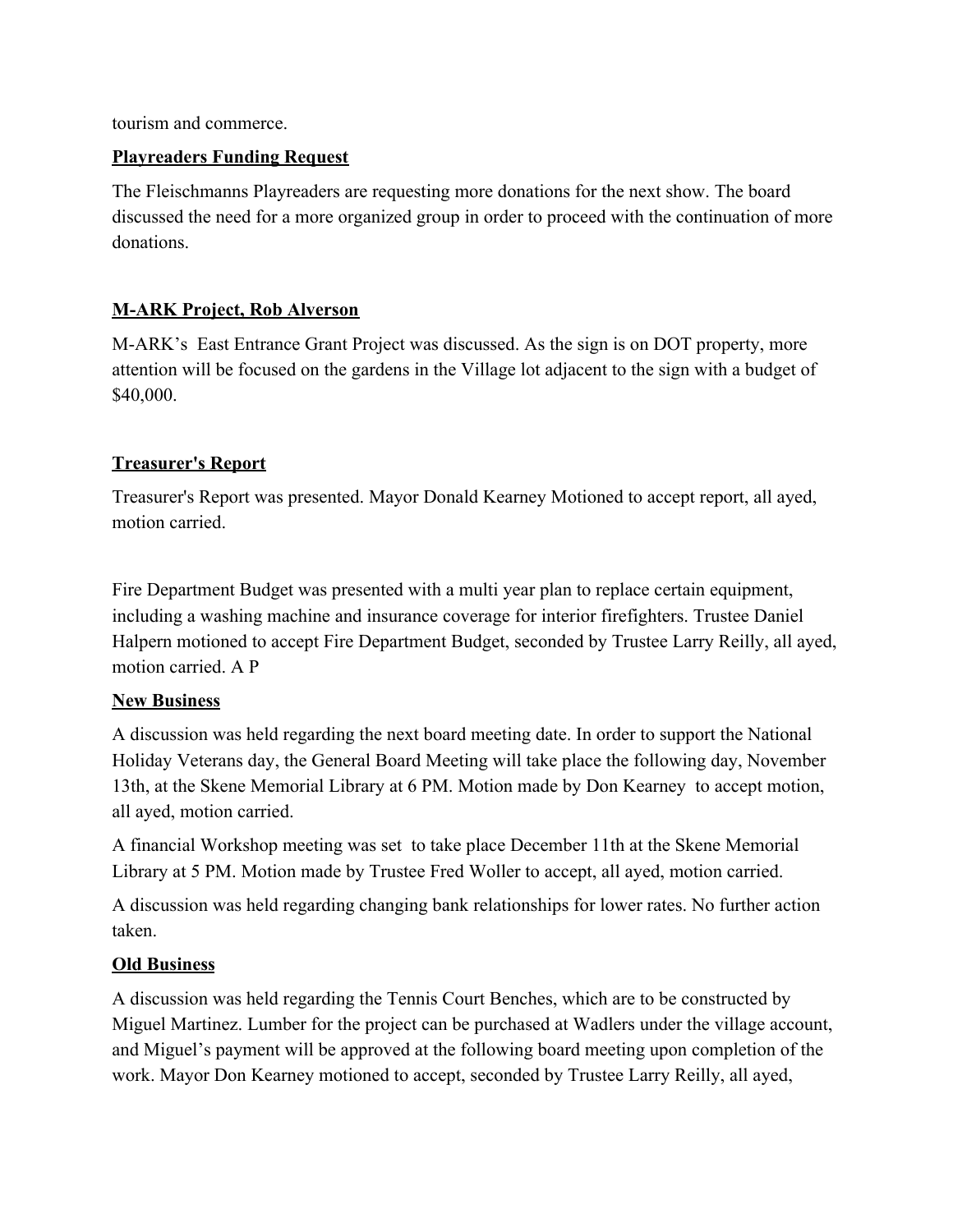tourism and commerce.

**Playreaders Funding Request**

The Fleischmanns Playreaders are requesting more donations for the next show. The board discussed the need for a more organized group in order to proceed with the continuation of more donations.

**M-ARK Project, Rob Alverson**

M-ARK's East Entrance Grant Project was discussed. As the sign is on DOT property, more attention will be focused on the gardens in the Village lot adjacent to the sign with a budget of $40,000.

**Treasurer's Report**

Treasurer's Report was presented. Mayor Donald Kearney Motioned to accept report, all ayed, motion carried.

Fire Department Budget was presented with a multi year plan to replace certain equipment, including a washing machine and insurance coverage for interior firefighters. Trustee Daniel Halpern motioned to accept Fire Department Budget, seconded by Trustee Larry Reilly, all ayed, motion carried. A P

**New Business**

A discussion was held regarding the next board meeting date. In order to support the National Holiday Veterans day, the General Board Meeting will take place the following day, November 13th, at the Skene Memorial Library at 6 PM. Motion made by Don Kearney to accept motion, all ayed, motion carried.

A financial Workshop meeting was set to take place December 11th at the Skene Memorial Library at 5 PM. Motion made by Trustee Fred Woller to accept, all ayed, motion carried.

A discussion was held regarding changing bank relationships for lower rates. No further action taken.

**Old Business**

A discussion was held regarding the Tennis Court Benches, which are to be constructed by Miguel Martinez. Lumber for the project can be purchased at Wadlers under the village account, and Miguel's payment will be approved at the following board meeting upon completion of the work. Mayor Don Kearney motioned to accept, seconded by Trustee Larry Reilly, all ayed,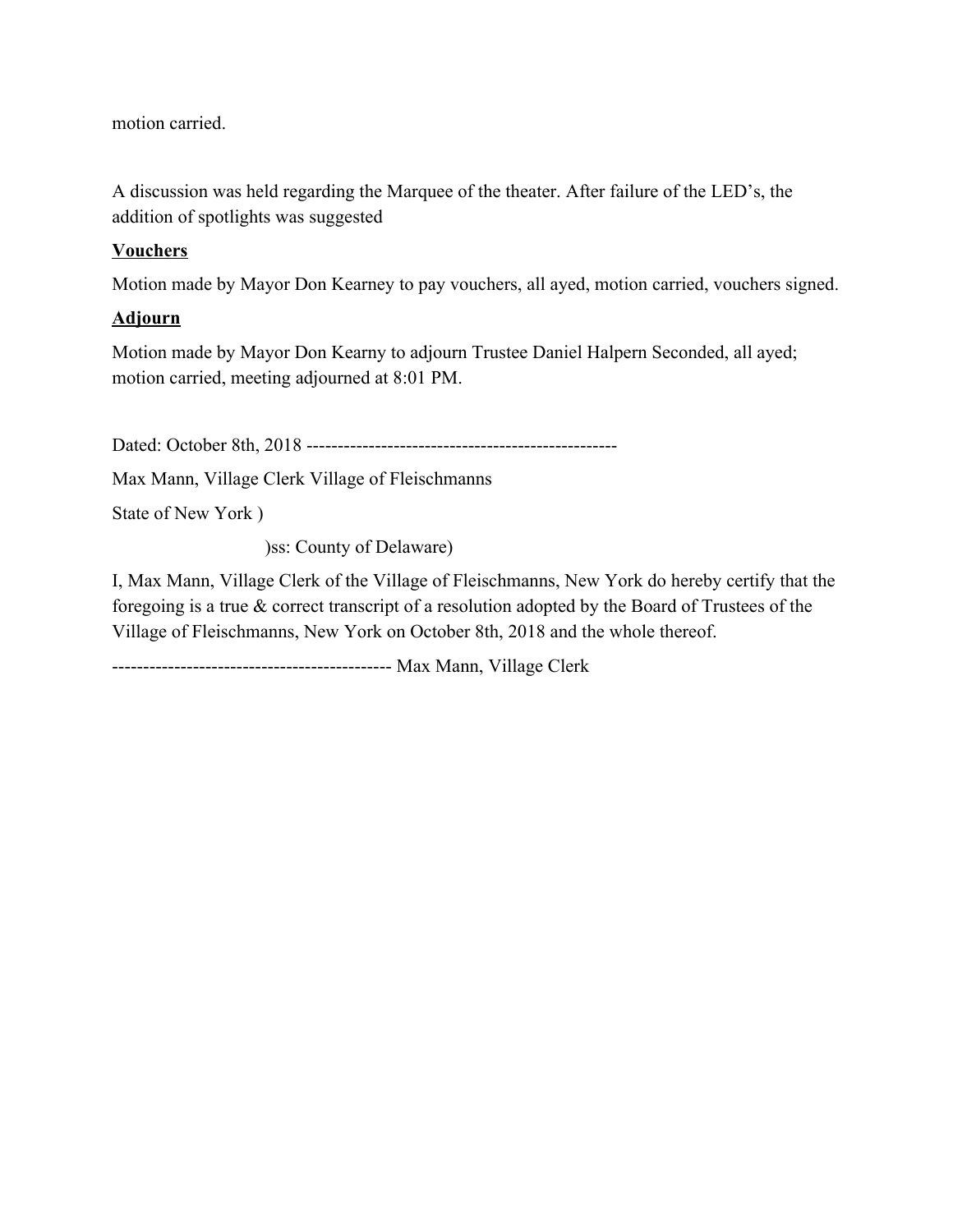motion carried.

A discussion was held regarding the Marquee of the theater. After failure of the LED's, the addition of spotlights was suggested

**Vouchers**

Motion made by Mayor Don Kearney to pay vouchers, all ayed, motion carried, vouchers signed.

**Adjourn**

Motion made by Mayor Don Kearny to adjourn Trustee Daniel Halpern Seconded, all ayed; motion carried, meeting adjourned at 8:01 PM.

Dated: October 8th, 2018 --------------------------------------------------

Max Mann, Village Clerk Village of Fleischmanns

State of New York )

)ss: County of Delaware)

I, Max Mann, Village Clerk of the Village of Fleischmanns, New York do hereby certify that the foregoing is a true & correct transcript of a resolution adopted by the Board of Trustees of the Village of Fleischmanns, New York on October 8th, 2018 and the whole thereof.

--------------------------------------------- Max Mann, Village Clerk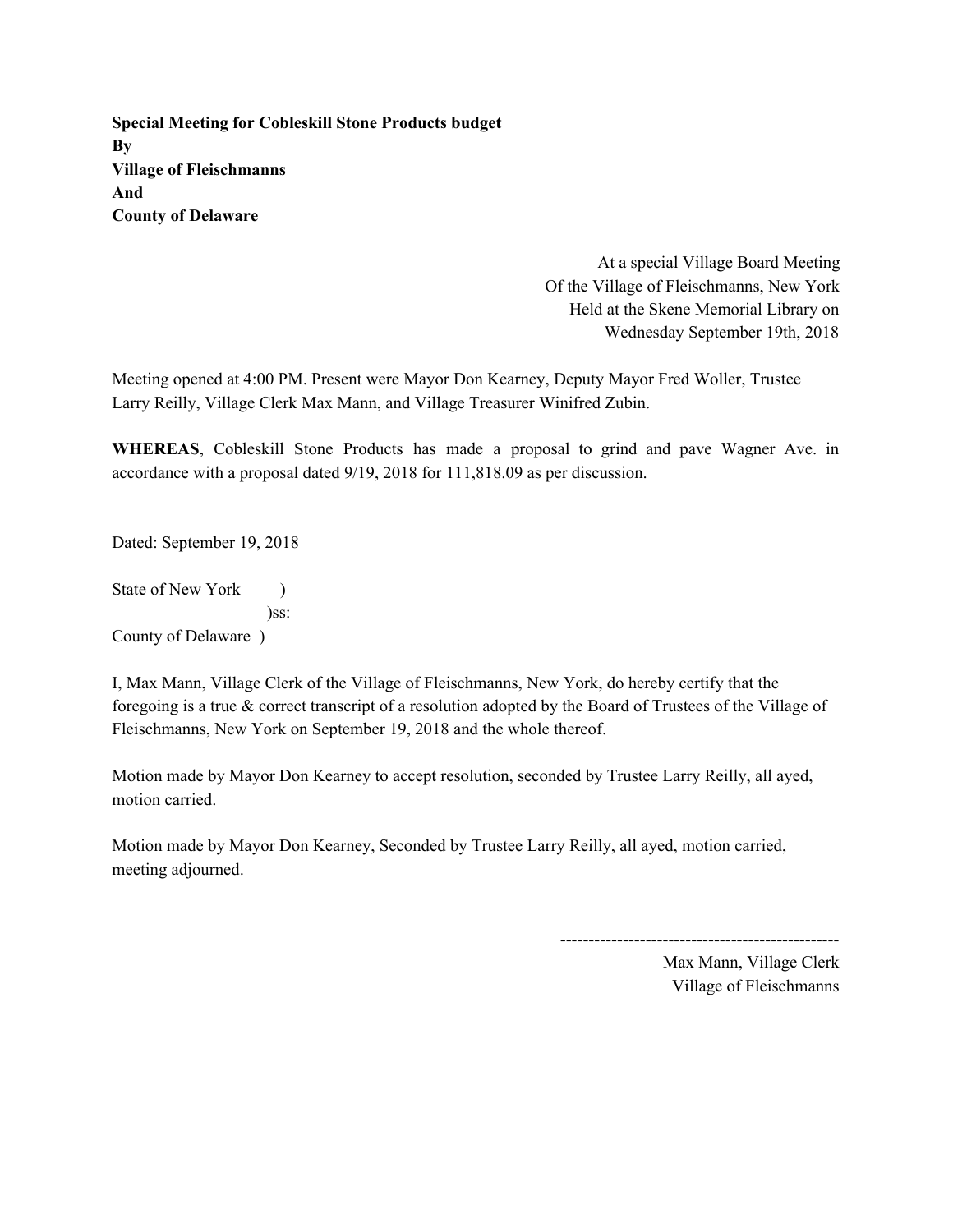**Special Meeting for Cobleskill Stone Products budget**
**By**
**Village of Fleischmanns**
**And**
**County of Delaware**

At a special Village Board Meeting
Of the Village of Fleischmanns, New York
Held at the Skene Memorial Library on
Wednesday September 19th, 2018

Meeting opened at 4:00 PM. Present were Mayor Don Kearney, Deputy Mayor Fred Woller, Trustee Larry Reilly, Village Clerk Max Mann, and Village Treasurer Winifred Zubin.

**WHEREAS**, Cobleskill Stone Products has made a proposal to grind and pave Wagner Ave. in accordance with a proposal dated 9/19, 2018 for 111,818.09 as per discussion.

Dated: September 19, 2018

State of New York )
)ss:
County of Delaware )

I, Max Mann, Village Clerk of the Village of Fleischmanns, New York, do hereby certify that the foregoing is a true & correct transcript of a resolution adopted by the Board of Trustees of the Village of Fleischmanns, New York on September 19, 2018 and the whole thereof.

Motion made by Mayor Don Kearney to accept resolution, seconded by Trustee Larry Reilly, all ayed, motion carried.

Motion made by Mayor Don Kearney, Seconded by Trustee Larry Reilly, all ayed, motion carried, meeting adjourned.

-------------------------------------------------
Max Mann, Village Clerk
Village of Fleischmanns